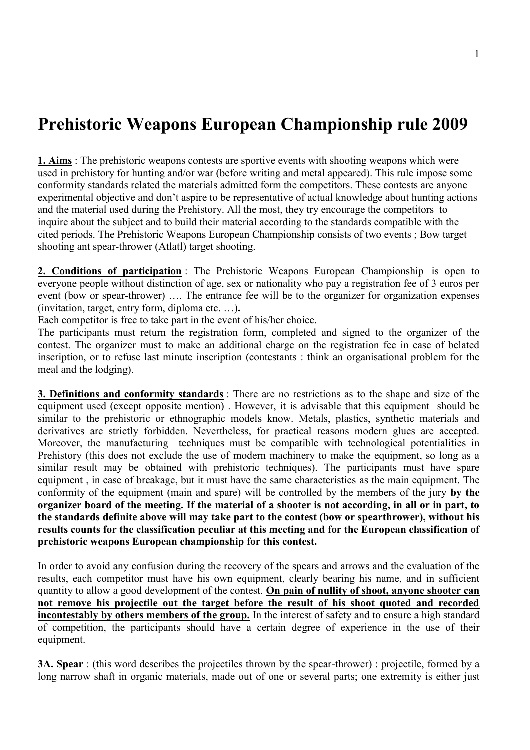# Prehistoric Weapons European Championship rule 2009

**1. Aims** : The prehistoric weapons contests are sportive events with shooting weapons which were used in prehistory for hunting and/or war (before writing and metal appeared). This rule impose some conformity standards related the materials admitted form the competitors. These contests are anyone experimental objective and don't aspire to be representative of actual knowledge about hunting actions and the material used during the Prehistory. All the most, they try encourage the competitors to inquire about the subject and to build their material according to the standards compatible with the cited periods. The Prehistoric Weapons European Championship consists of two events ; Bow target shooting ant spear-thrower (Atlatl) target shooting.

**2. Conditions of participation** : The Prehistoric Weapons European Championship is open to everyone people without distinction of age, sex or nationality who pay a registration fee of 3 euros per event (bow or spear-thrower) …. The entrance fee will be to the organizer for organization expenses (invitation, target, entry form, diploma etc. …)**.**

Each competitor is free to take part in the event of his/her choice.

The participants must return the registration form, completed and signed to the organizer of the contest. The organizer must to make an additional charge on the registration fee in case of belated inscription, or to refuse last minute inscription (contestants : think an organisational problem for the meal and the lodging).

**3. Definitions and conformity standards** : There are no restrictions as to the shape and size of the equipment used (except opposite mention) . However, it is advisable that this equipment should be similar to the prehistoric or ethnographic models know. Metals, plastics, synthetic materials and derivatives are strictly forbidden. Nevertheless, for practical reasons modern glues are accepted. Moreover, the manufacturing techniques must be compatible with technological potentialities in Prehistory (this does not exclude the use of modern machinery to make the equipment, so long as a similar result may be obtained with prehistoric techniques). The participants must have spare equipment , in case of breakage, but it must have the same characteristics as the main equipment. The conformity of the equipment (main and spare) will be controlled by the members of the jury **by the organizer board of the meeting. If the material of a shooter is not according, in all or in part, to the standards definite above will may take part to the contest (bow or spearthrower), without his results counts for the classification peculiar at this meeting and for the European classification of prehistoric weapons European championship for this contest.**

In order to avoid any confusion during the recovery of the spears and arrows and the evaluation of the results, each competitor must have his own equipment, clearly bearing his name, and in sufficient quantity to allow a good development of the contest. **On pain of nullity of shoot, anyone shooter can not remove his projectile out the target before the result of his shoot quoted and recorded incontestably by others members of the group.** In the interest of safety and to ensure a high standard of competition, the participants should have a certain degree of experience in the use of their equipment.

**3A. Spear** : (this word describes the projectiles thrown by the spear-thrower) : projectile, formed by a long narrow shaft in organic materials, made out of one or several parts; one extremity is either just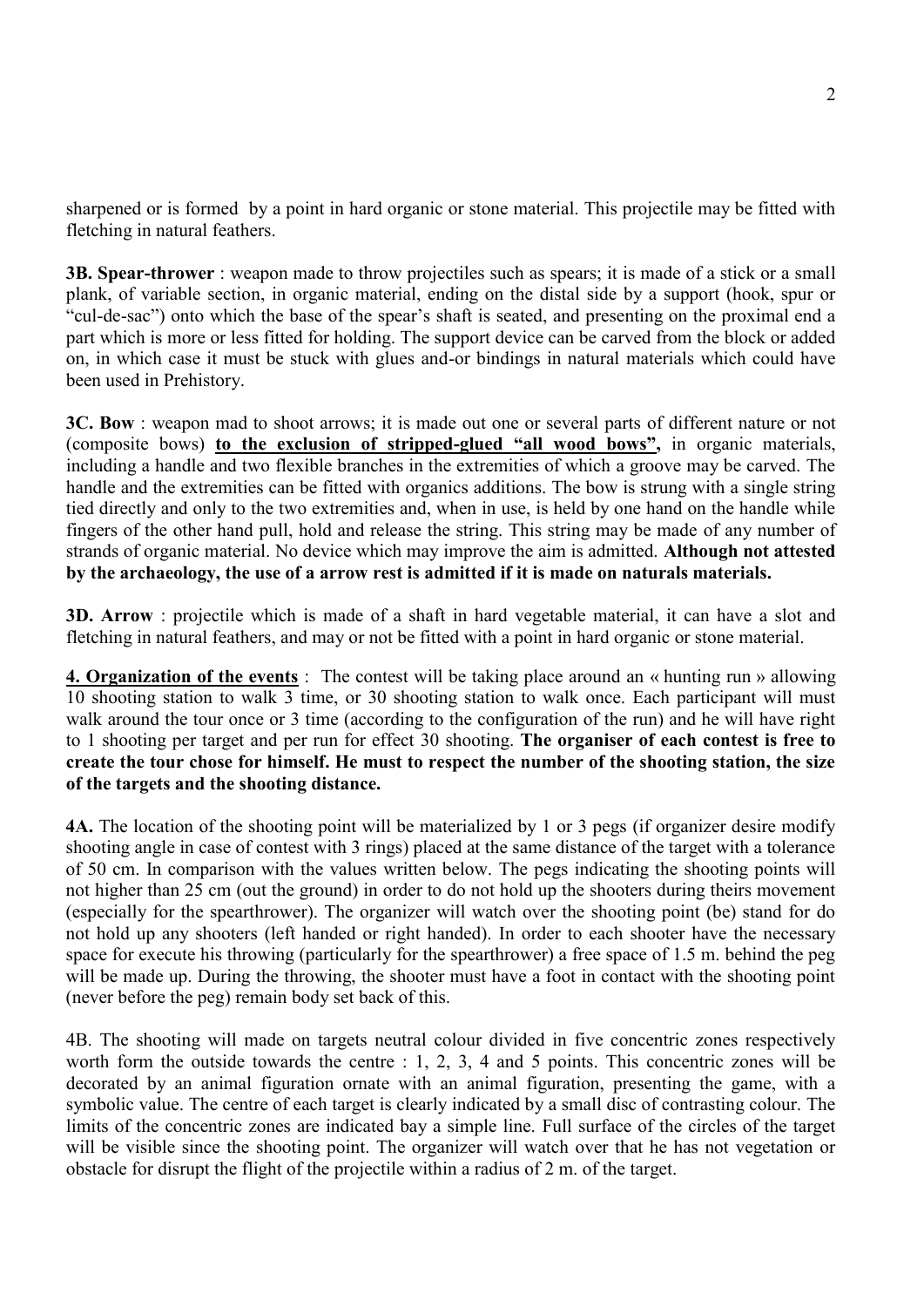sharpened or is formed by a point in hard organic or stone material. This projectile may be fitted with fletching in natural feathers.

**3B. Spear-thrower** : weapon made to throw projectiles such as spears; it is made of a stick or a small plank, of variable section, in organic material, ending on the distal side by a support (hook, spur or "cul-de-sac") onto which the base of the spear's shaft is seated, and presenting on the proximal end a part which is more or less fitted for holding. The support device can be carved from the block or added on, in which case it must be stuck with glues and-or bindings in natural materials which could have been used in Prehistory.

**3C. Bow** : weapon mad to shoot arrows; it is made out one or several parts of different nature or not (composite bows) **to the exclusion of stripped-glued "all wood bows",** in organic materials, including a handle and two flexible branches in the extremities of which a groove may be carved. The handle and the extremities can be fitted with organics additions. The bow is strung with a single string tied directly and only to the two extremities and, when in use, is held by one hand on the handle while fingers of the other hand pull, hold and release the string. This string may be made of any number of strands of organic material. No device which may improve the aim is admitted. **Although not attested by the archaeology, the use of a arrow rest is admitted if it is made on naturals materials.**

**3D. Arrow** : projectile which is made of a shaft in hard vegetable material, it can have a slot and fletching in natural feathers, and may or not be fitted with a point in hard organic or stone material.

**4. Organization of the events** : The contest will be taking place around an « hunting run » allowing 10 shooting station to walk 3 time, or 30 shooting station to walk once. Each participant will must walk around the tour once or 3 time (according to the configuration of the run) and he will have right to 1 shooting per target and per run for effect 30 shooting. **The organiser of each contest is free to create the tour chose for himself. He must to respect the number of the shooting station, the size of the targets and the shooting distance.**

**4A.** The location of the shooting point will be materialized by 1 or 3 pegs (if organizer desire modify shooting angle in case of contest with 3 rings) placed at the same distance of the target with a tolerance of 50 cm. In comparison with the values written below. The pegs indicating the shooting points will not higher than 25 cm (out the ground) in order to do not hold up the shooters during theirs movement (especially for the spearthrower). The organizer will watch over the shooting point (be) stand for do not hold up any shooters (left handed or right handed). In order to each shooter have the necessary space for execute his throwing (particularly for the spearthrower) a free space of 1.5 m. behind the peg will be made up. During the throwing, the shooter must have a foot in contact with the shooting point (never before the peg) remain body set back of this.

4B. The shooting will made on targets neutral colour divided in five concentric zones respectively worth form the outside towards the centre : 1, 2, 3, 4 and 5 points. This concentric zones will be decorated by an animal figuration ornate with an animal figuration, presenting the game, with a symbolic value. The centre of each target is clearly indicated by a small disc of contrasting colour. The limits of the concentric zones are indicated bay a simple line. Full surface of the circles of the target will be visible since the shooting point. The organizer will watch over that he has not vegetation or obstacle for disrupt the flight of the projectile within a radius of 2 m. of the target.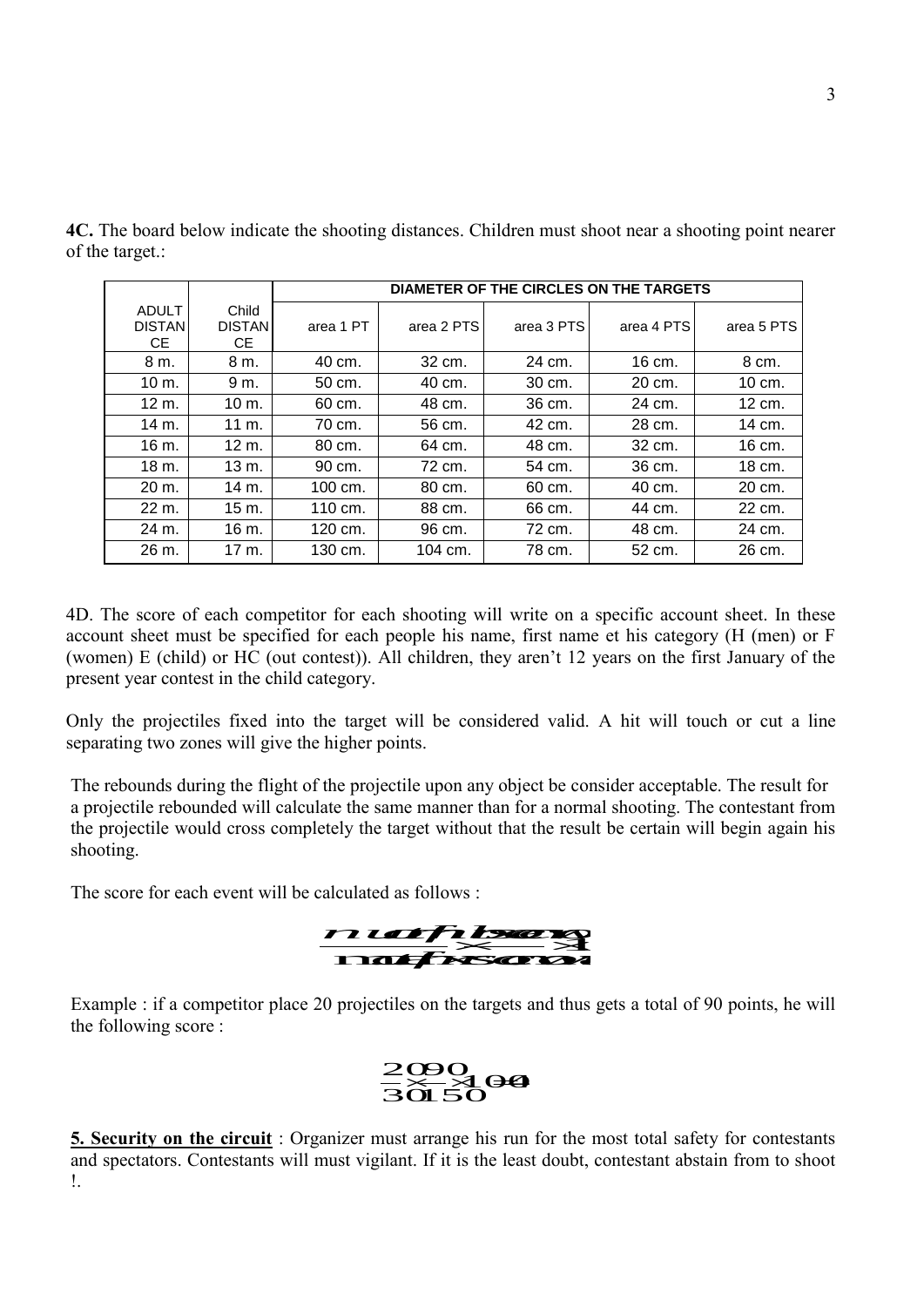**4C.** The board below indicate the shooting distances. Children must shoot near a shooting point nearer of the target.:

| ADULT DISTANCE | Child DISTANCE | DIAMETER OF THE CIRCLES ON THE TARGETS | | | | |
|---|---|---|---|---|---|---|
| | | area 1 PT | area 2 PTS | area 3 PTS | area 4 PTS | area 5 PTS |
| 8 m. | 8 m. | 40 cm. | 32 cm. | 24 cm. | 16 cm. | 8 cm. |
| 10 m. | 9 m. | 50 cm. | 40 cm. | 30 cm. | 20 cm. | 10 cm. |
| 12 m. | 10 m. | 60 cm. | 48 cm. | 36 cm. | 24 cm. | 12 cm. |
| 14 m. | 11 m. | 70 cm. | 56 cm. | 42 cm. | 28 cm. | 14 cm. |
| 16 m. | 12 m. | 80 cm. | 64 cm. | 48 cm. | 32 cm. | 16 cm. |
| 18 m. | 13 m. | 90 cm. | 72 cm. | 54 cm. | 36 cm. | 18 cm. |
| 20 m. | 14 m. | 100 cm. | 80 cm. | 60 cm. | 40 cm. | 20 cm. |
| 22 m. | 15 m. | 110 cm. | 88 cm. | 66 cm. | 44 cm. | 22 cm. |
| 24 m. | 16 m. | 120 cm. | 96 cm. | 72 cm. | 48 cm. | 24 cm. |
| 26 m. | 17 m. | 130 cm. | 104 cm. | 78 cm. | 52 cm. | 26 cm. |

4D. The score of each competitor for each shooting will write on a specific account sheet. In these account sheet must be specified for each people his name, first name et his category (H (men) or F (women) E (child) or HC (out contest)). All children, they aren't 12 years on the first January of the present year contest in the child category.

Only the projectiles fixed into the target will be considered valid. A hit will touch or cut a line separating two zones will give the higher points.

The rebounds during the flight of the projectile upon any object be consider acceptable. The result for a projectile rebounded will calculate the same manner than for a normal shooting. The contestant from the projectile would cross completely the target without that the result be certain will begin again his shooting.

The score for each event will be calculated as follows :

$$\frac{\text{number of hits}}{\text{number of shots}} \times \frac{\text{number of points}}{\text{maximum points}} \times 100$$

Example : if a competitor place 20 projectiles on the targets and thus gets a total of 90 points, he will the following score :

$$\frac{20}{30} \times \frac{90}{150} \times 100 = 40$$

**5. Security on the circuit** : Organizer must arrange his run for the most total safety for contestants and spectators. Contestants will must vigilant. If it is the least doubt, contestant abstain from to shoot !.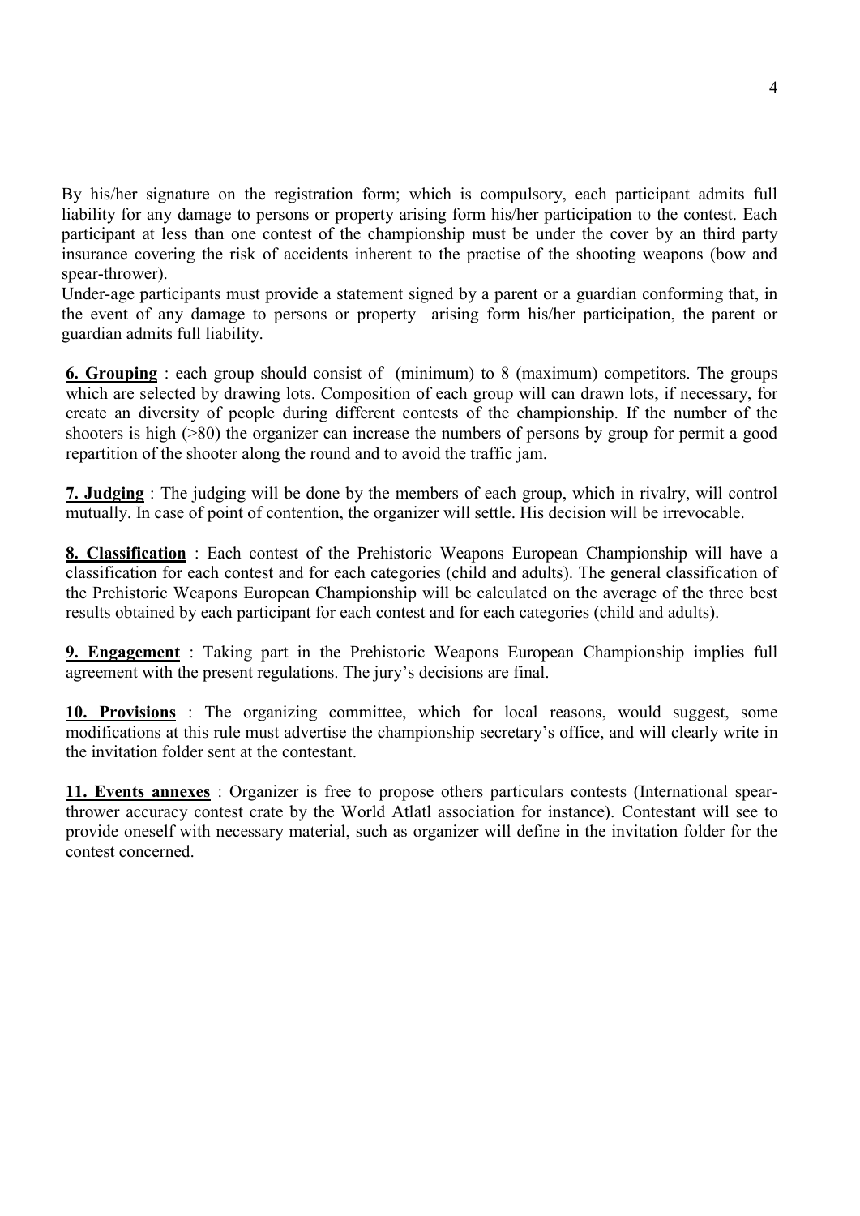By his/her signature on the registration form; which is compulsory, each participant admits full liability for any damage to persons or property arising form his/her participation to the contest. Each participant at less than one contest of the championship must be under the cover by an third party insurance covering the risk of accidents inherent to the practise of the shooting weapons (bow and spear-thrower).

Under-age participants must provide a statement signed by a parent or a guardian conforming that, in the event of any damage to persons or property arising form his/her participation, the parent or guardian admits full liability.

**6. Grouping** : each group should consist of (minimum) to 8 (maximum) competitors. The groups which are selected by drawing lots. Composition of each group will can drawn lots, if necessary, for create an diversity of people during different contests of the championship. If the number of the shooters is high (>80) the organizer can increase the numbers of persons by group for permit a good repartition of the shooter along the round and to avoid the traffic jam.

**7. Judging** : The judging will be done by the members of each group, which in rivalry, will control mutually. In case of point of contention, the organizer will settle. His decision will be irrevocable.

**8. Classification** : Each contest of the Prehistoric Weapons European Championship will have a classification for each contest and for each categories (child and adults). The general classification of the Prehistoric Weapons European Championship will be calculated on the average of the three best results obtained by each participant for each contest and for each categories (child and adults).

**9. Engagement** : Taking part in the Prehistoric Weapons European Championship implies full agreement with the present regulations. The jury's decisions are final.

**10. Provisions** : The organizing committee, which for local reasons, would suggest, some modifications at this rule must advertise the championship secretary's office, and will clearly write in the invitation folder sent at the contestant.

**11. Events annexes** : Organizer is free to propose others particulars contests (International spear-thrower accuracy contest crate by the World Atlatl association for instance). Contestant will see to provide oneself with necessary material, such as organizer will define in the invitation folder for the contest concerned.